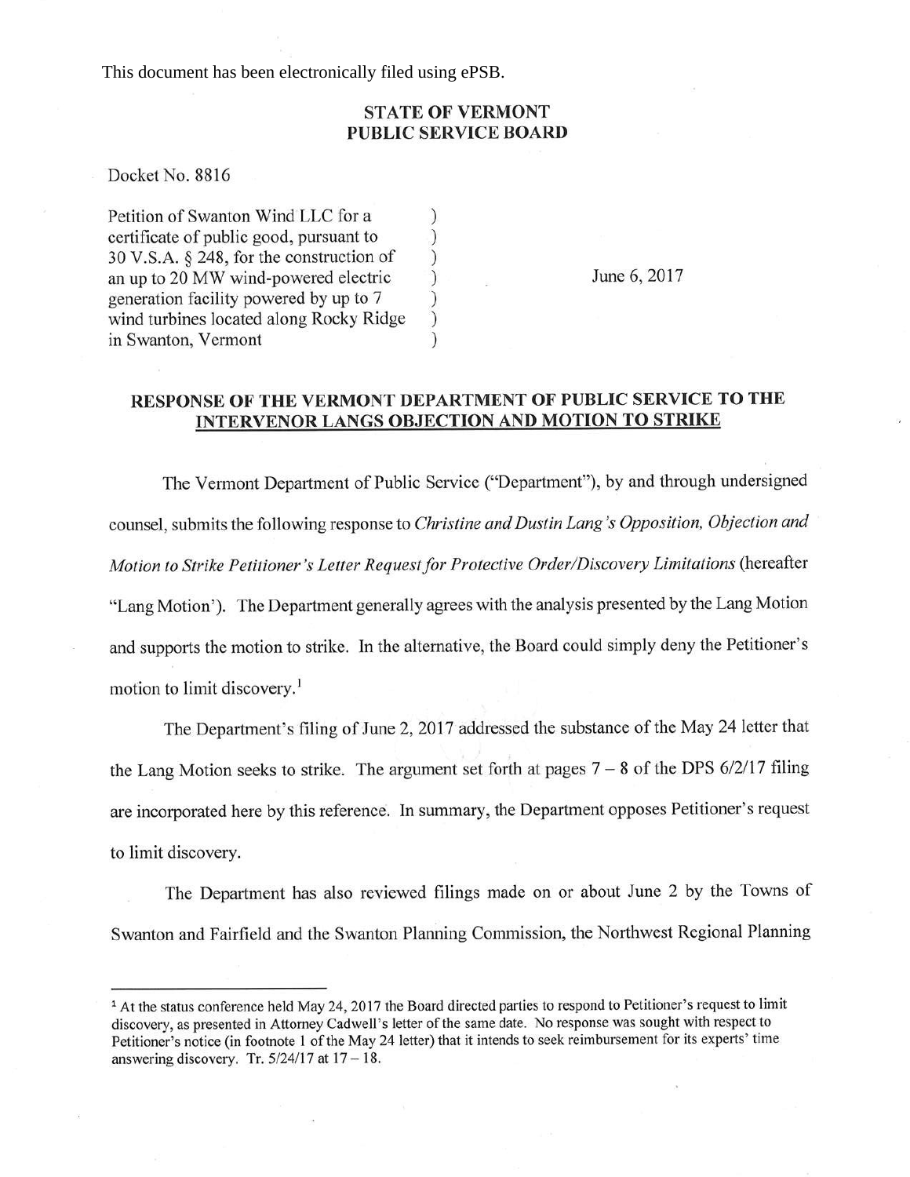This document has been electronically filed using ePSB.

**STATE OF VERMONT**
**PUBLIC SERVICE BOARD**

Docket No. 8816

Petition of Swanton Wind LLC for a certificate of public good, pursuant to 30 V.S.A. § 248, for the construction of an up to 20 MW wind-powered electric generation facility powered by up to 7 wind turbines located along Rocky Ridge in Swanton, Vermont )

June 6, 2017

**RESPONSE OF THE VERMONT DEPARTMENT OF PUBLIC SERVICE TO THE INTERVENOR LANGS OBJECTION AND MOTION TO STRIKE**

The Vermont Department of Public Service ("Department"), by and through undersigned counsel, submits the following response to *Christine and Dustin Lang's Opposition, Objection and Motion to Strike Petitioner's Letter Request for Protective Order/Discovery Limitations* (hereafter "Lang Motion'). The Department generally agrees with the analysis presented by the Lang Motion and supports the motion to strike. In the alternative, the Board could simply deny the Petitioner's motion to limit discovery.[1]

The Department's filing of June 2, 2017 addressed the substance of the May 24 letter that the Lang Motion seeks to strike. The argument set forth at pages 7 – 8 of the DPS 6/2/17 filing are incorporated here by this reference. In summary, the Department opposes Petitioner's request to limit discovery.

The Department has also reviewed filings made on or about June 2 by the Towns of Swanton and Fairfield and the Swanton Planning Commission, the Northwest Regional Planning

---

[1] At the status conference held May 24, 2017 the Board directed parties to respond to Petitioner's request to limit discovery, as presented in Attorney Cadwell's letter of the same date. No response was sought with respect to Petitioner's notice (in footnote 1 of the May 24 letter) that it intends to seek reimbursement for its experts' time answering discovery. Tr. 5/24/17 at 17 – 18.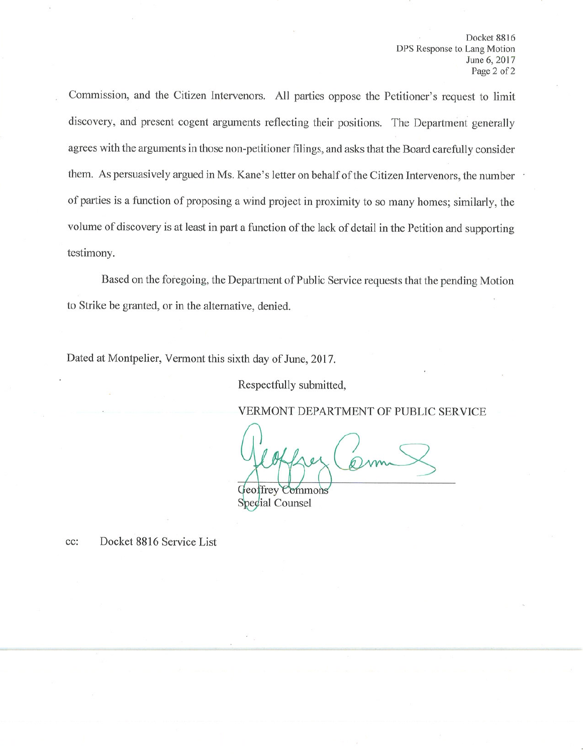Commission, and the Citizen Intervenors. All parties oppose the Petitioner's request to limit discovery, and present cogent arguments reflecting their positions. The Department generally agrees with the arguments in those non-petitioner filings, and asks that the Board carefully consider them. As persuasively argued in Ms. Kane's letter on behalf of the Citizen Intervenors, the number of parties is a function of proposing a wind project in proximity to so many homes; similarly, the volume of discovery is at least in part a function of the lack of detail in the Petition and supporting testimony.

Based on the foregoing, the Department of Public Service requests that the pending Motion to Strike be granted, or in the alternative, denied.

Dated at Montpelier, Vermont this sixth day of June, 2017.

Respectfully submitted,

VERMONT DEPARTMENT OF PUBLIC SERVICE

Geoffrey Commons
Special Counsel

cc: Docket 8816 Service List